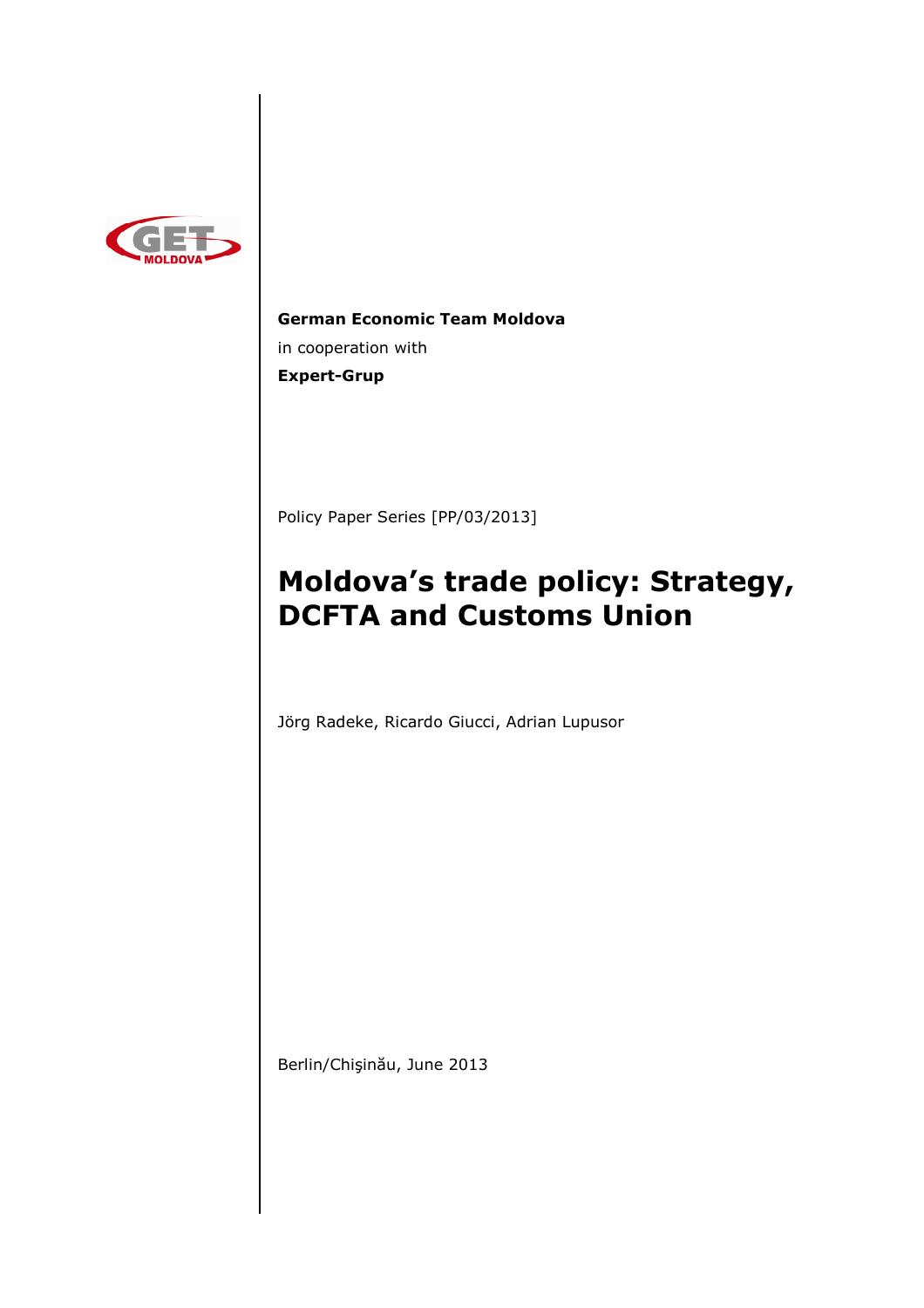**German Economic Team Moldova**

in cooperation with

**Expert-Grup**

Policy Paper Series [PP/03/2013]

# Moldova's trade policy: Strategy, DCFTA and Customs Union

Jörg Radeke, Ricardo Giucci, Adrian Lupusor

Berlin/Chişinău, June 2013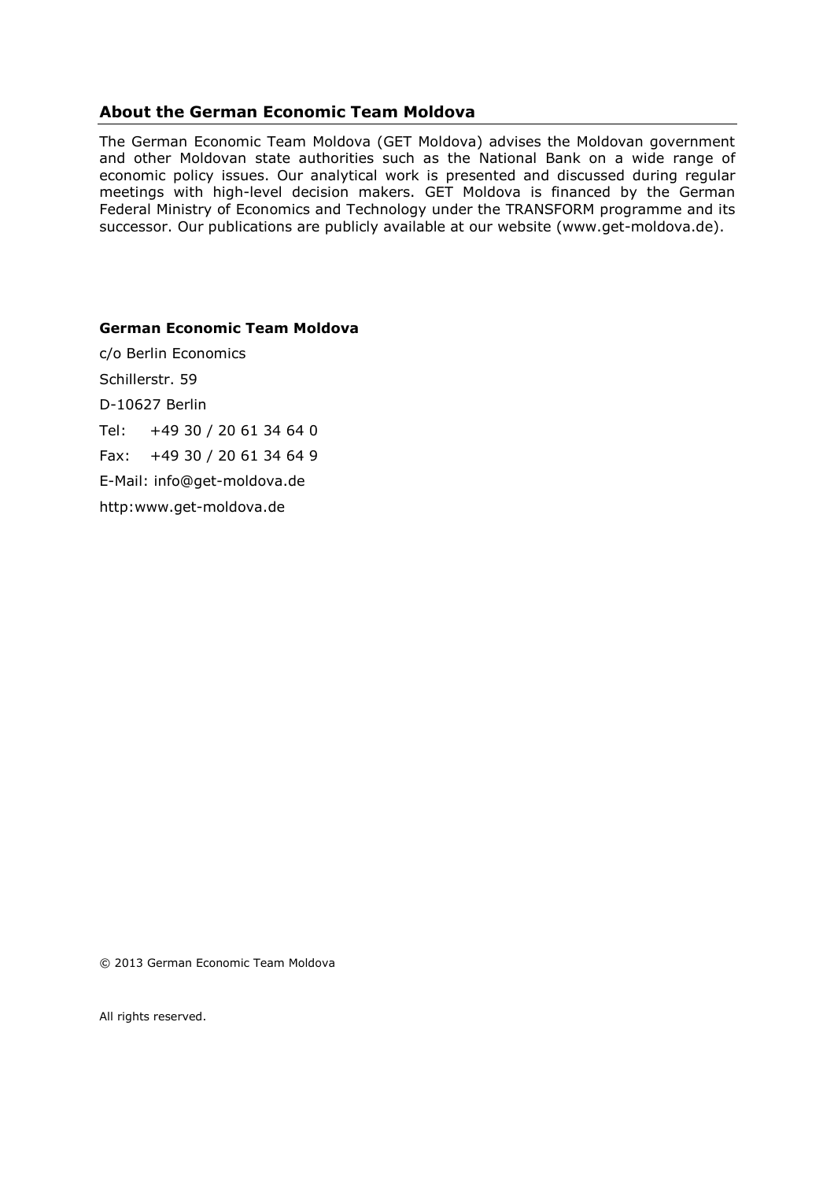## About the German Economic Team Moldova

The German Economic Team Moldova (GET Moldova) advises the Moldovan government and other Moldovan state authorities such as the National Bank on a wide range of economic policy issues. Our analytical work is presented and discussed during regular meetings with high-level decision makers. GET Moldova is financed by the German Federal Ministry of Economics and Technology under the TRANSFORM programme and its successor. Our publications are publicly available at our website (www.get-moldova.de).

**German Economic Team Moldova**

c/o Berlin Economics

Schillerstr. 59

D-10627 Berlin

Tel: +49 30 / 20 61 34 64 0

Fax: +49 30 / 20 61 34 64 9

E-Mail: info@get-moldova.de

http:www.get-moldova.de

© 2013 German Economic Team Moldova

All rights reserved.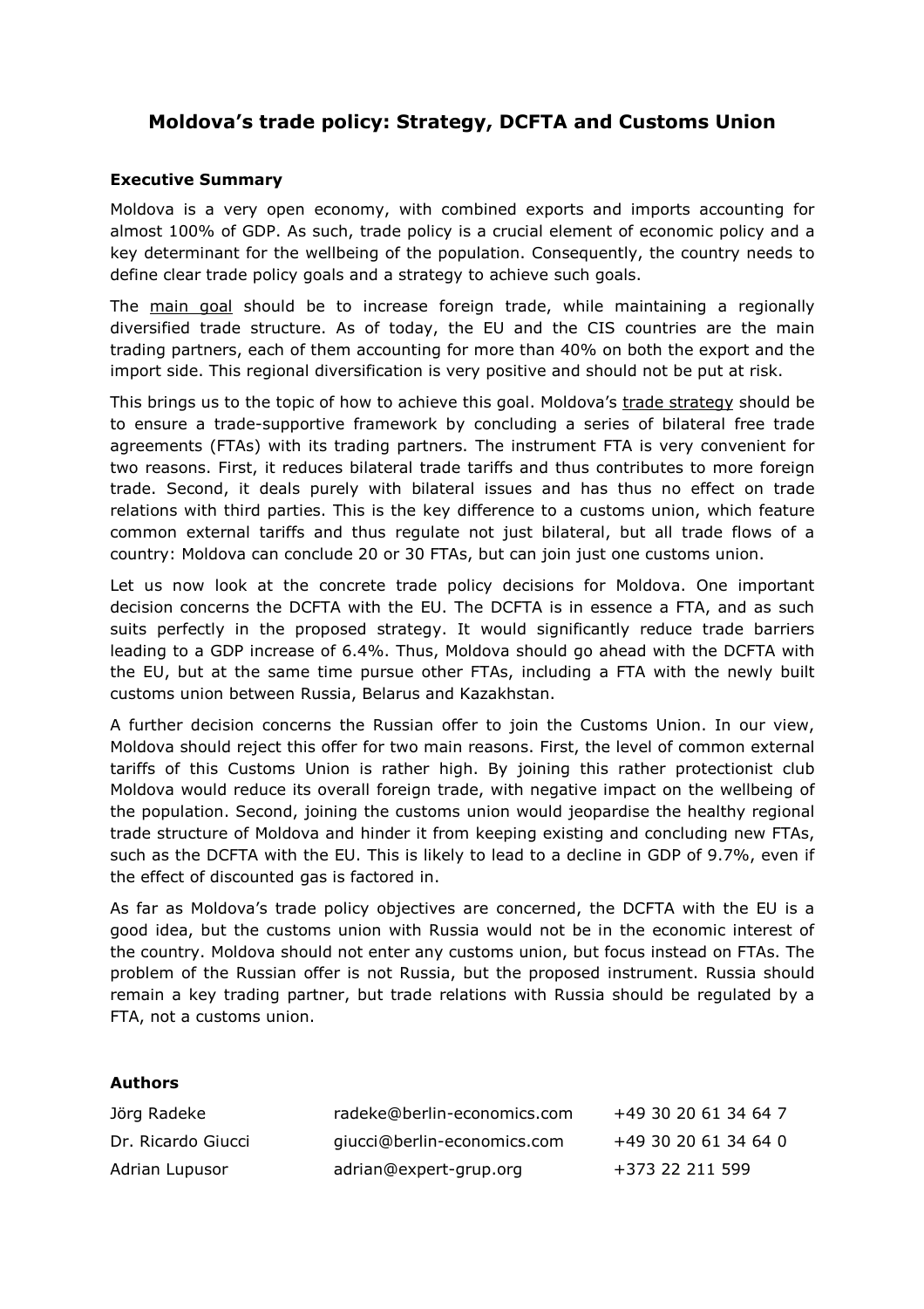# Moldova's trade policy: Strategy, DCFTA and Customs Union

### Executive Summary

Moldova is a very open economy, with combined exports and imports accounting for almost 100% of GDP. As such, trade policy is a crucial element of economic policy and a key determinant for the wellbeing of the population. Consequently, the country needs to define clear trade policy goals and a strategy to achieve such goals.

The main goal should be to increase foreign trade, while maintaining a regionally diversified trade structure. As of today, the EU and the CIS countries are the main trading partners, each of them accounting for more than 40% on both the export and the import side. This regional diversification is very positive and should not be put at risk.

This brings us to the topic of how to achieve this goal. Moldova's trade strategy should be to ensure a trade-supportive framework by concluding a series of bilateral free trade agreements (FTAs) with its trading partners. The instrument FTA is very convenient for two reasons. First, it reduces bilateral trade tariffs and thus contributes to more foreign trade. Second, it deals purely with bilateral issues and has thus no effect on trade relations with third parties. This is the key difference to a customs union, which feature common external tariffs and thus regulate not just bilateral, but all trade flows of a country: Moldova can conclude 20 or 30 FTAs, but can join just one customs union.

Let us now look at the concrete trade policy decisions for Moldova. One important decision concerns the DCFTA with the EU. The DCFTA is in essence a FTA, and as such suits perfectly in the proposed strategy. It would significantly reduce trade barriers leading to a GDP increase of 6.4%. Thus, Moldova should go ahead with the DCFTA with the EU, but at the same time pursue other FTAs, including a FTA with the newly built customs union between Russia, Belarus and Kazakhstan.

A further decision concerns the Russian offer to join the Customs Union. In our view, Moldova should reject this offer for two main reasons. First, the level of common external tariffs of this Customs Union is rather high. By joining this rather protectionist club Moldova would reduce its overall foreign trade, with negative impact on the wellbeing of the population. Second, joining the customs union would jeopardise the healthy regional trade structure of Moldova and hinder it from keeping existing and concluding new FTAs, such as the DCFTA with the EU. This is likely to lead to a decline in GDP of 9.7%, even if the effect of discounted gas is factored in.

As far as Moldova's trade policy objectives are concerned, the DCFTA with the EU is a good idea, but the customs union with Russia would not be in the economic interest of the country. Moldova should not enter any customs union, but focus instead on FTAs. The problem of the Russian offer is not Russia, but the proposed instrument. Russia should remain a key trading partner, but trade relations with Russia should be regulated by a FTA, not a customs union.

### Authors

| | | |
|---|---|---|
| Jörg Radeke | radeke@berlin-economics.com | +49 30 20 61 34 64 7 |
| Dr. Ricardo Giucci | giucci@berlin-economics.com | +49 30 20 61 34 64 0 |
| Adrian Lupusor | adrian@expert-grup.org | +373 22 211 599 |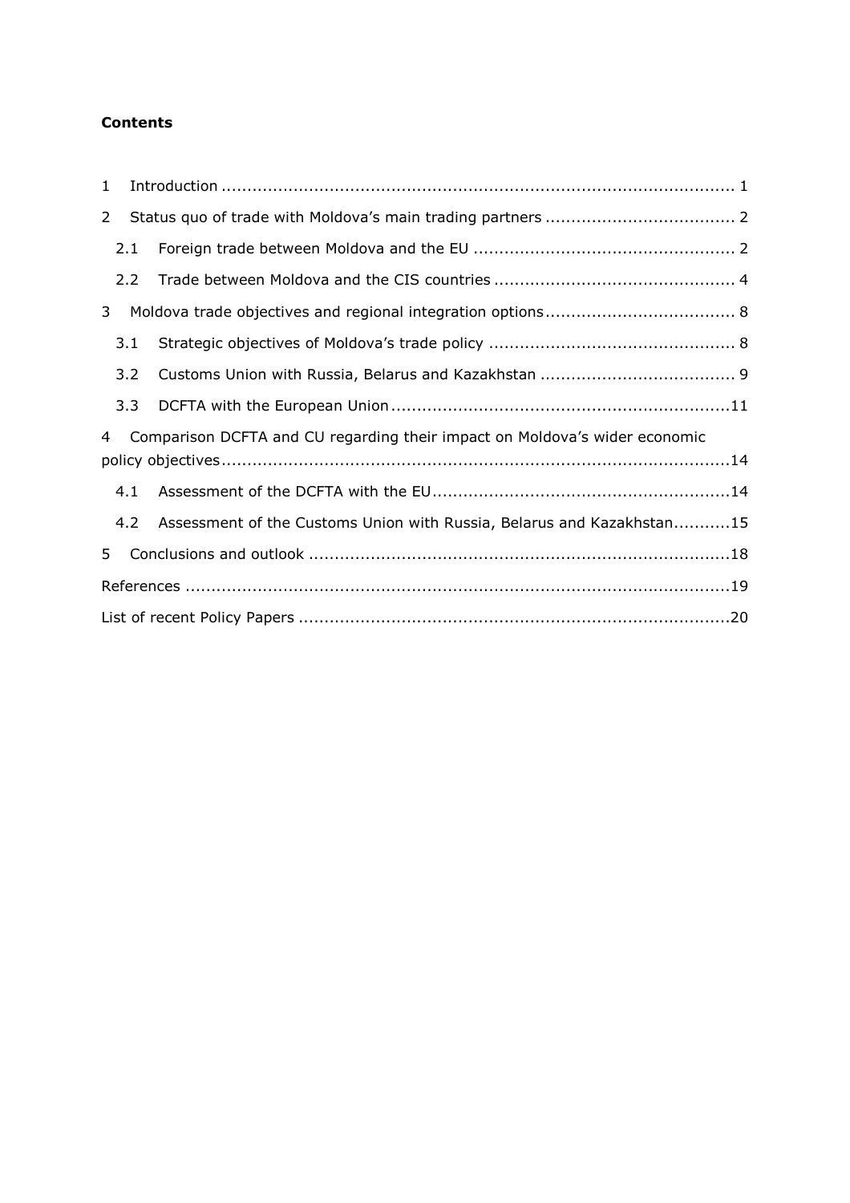**Contents**

1 Introduction ........................................................................................... 1

2 Status quo of trade with Moldova's main trading partners ..................................... 2

 2.1 Foreign trade between Moldova and the EU .................................................. 2

 2.2 Trade between Moldova and the CIS countries .............................................. 4

3 Moldova trade objectives and regional integration options.................................... 8

 3.1 Strategic objectives of Moldova's trade policy ............................................... 8

 3.2 Customs Union with Russia, Belarus and Kazakhstan ..................................... 9

 3.3 DCFTA with the European Union.................................................................11

4 Comparison DCFTA and CU regarding their impact on Moldova's wider economic policy objectives..................................................................................................14

 4.1 Assessment of the DCFTA with the EU.........................................................14

 4.2 Assessment of the Customs Union with Russia, Belarus and Kazakhstan...........15

5 Conclusions and outlook .................................................................................18

References .........................................................................................................19

List of recent Policy Papers ...................................................................................20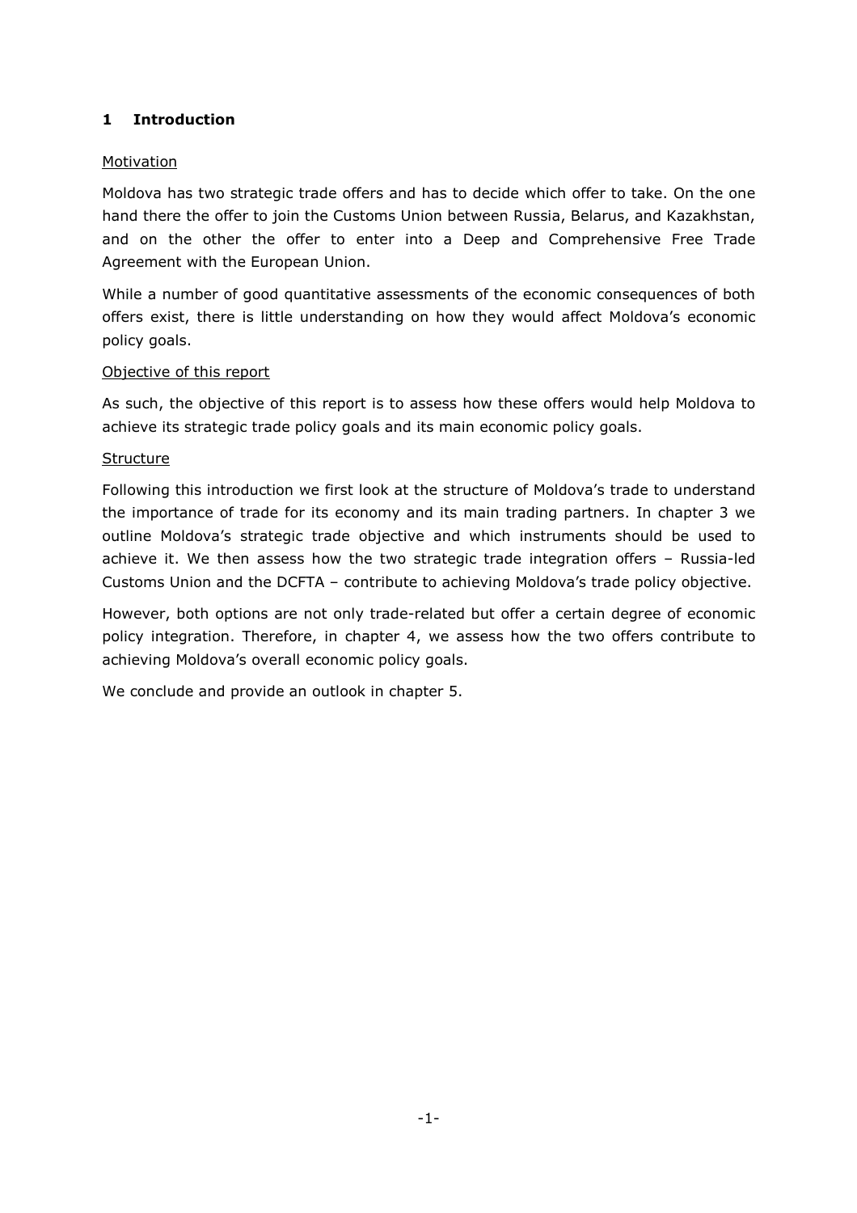# 1 Introduction

Motivation

Moldova has two strategic trade offers and has to decide which offer to take. On the one hand there the offer to join the Customs Union between Russia, Belarus, and Kazakhstan, and on the other the offer to enter into a Deep and Comprehensive Free Trade Agreement with the European Union.

While a number of good quantitative assessments of the economic consequences of both offers exist, there is little understanding on how they would affect Moldova's economic policy goals.

Objective of this report

As such, the objective of this report is to assess how these offers would help Moldova to achieve its strategic trade policy goals and its main economic policy goals.

Structure

Following this introduction we first look at the structure of Moldova's trade to understand the importance of trade for its economy and its main trading partners. In chapter 3 we outline Moldova's strategic trade objective and which instruments should be used to achieve it. We then assess how the two strategic trade integration offers – Russia-led Customs Union and the DCFTA – contribute to achieving Moldova's trade policy objective.

However, both options are not only trade-related but offer a certain degree of economic policy integration. Therefore, in chapter 4, we assess how the two offers contribute to achieving Moldova's overall economic policy goals.

We conclude and provide an outlook in chapter 5.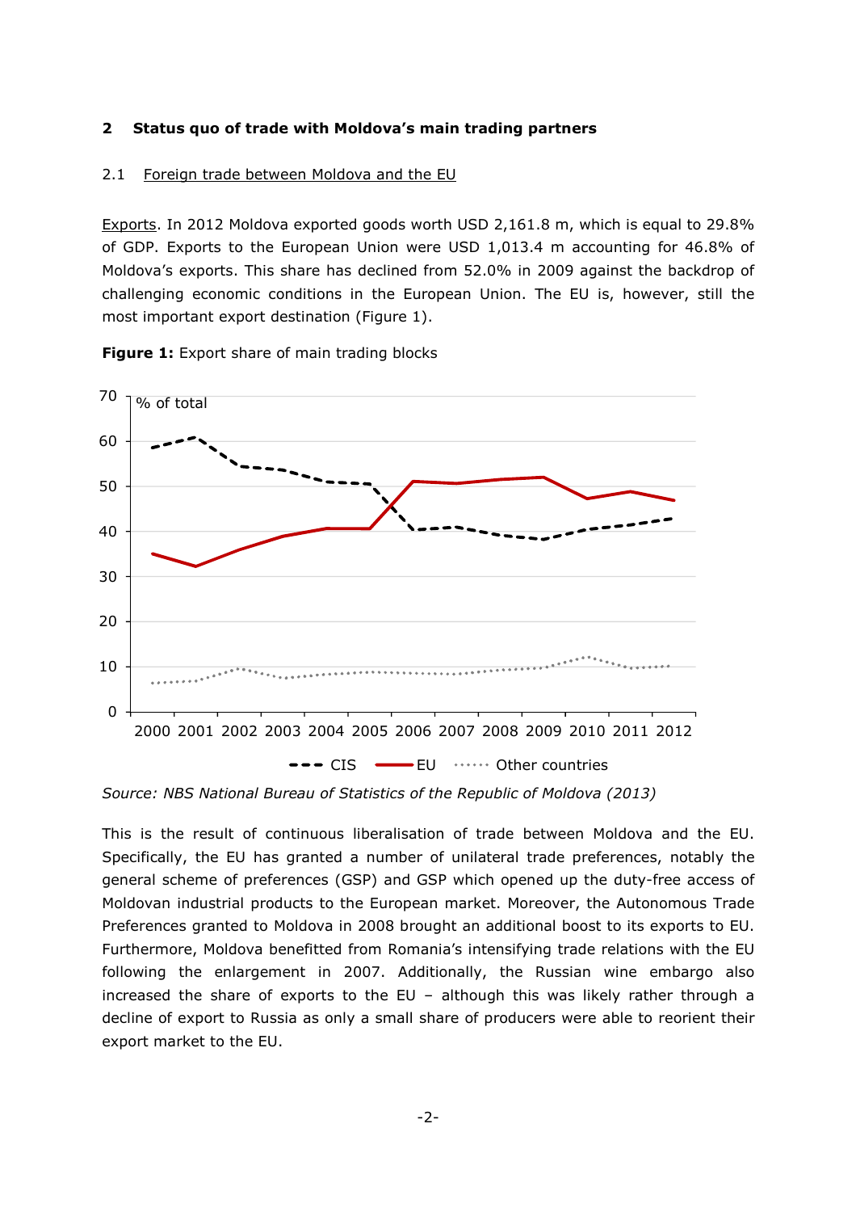## 2 Status quo of trade with Moldova's main trading partners

### 2.1 Foreign trade between Moldova and the EU

Exports. In 2012 Moldova exported goods worth USD 2,161.8 m, which is equal to 29.8% of GDP. Exports to the European Union were USD 1,013.4 m accounting for 46.8% of Moldova's exports. This share has declined from 52.0% in 2009 against the backdrop of challenging economic conditions in the European Union. The EU is, however, still the most important export destination (Figure 1).

**Figure 1:** Export share of main trading blocks

*Source: NBS National Bureau of Statistics of the Republic of Moldova (2013)*

This is the result of continuous liberalisation of trade between Moldova and the EU. Specifically, the EU has granted a number of unilateral trade preferences, notably the general scheme of preferences (GSP) and GSP which opened up the duty-free access of Moldovan industrial products to the European market. Moreover, the Autonomous Trade Preferences granted to Moldova in 2008 brought an additional boost to its exports to EU. Furthermore, Moldova benefitted from Romania's intensifying trade relations with the EU following the enlargement in 2007. Additionally, the Russian wine embargo also increased the share of exports to the EU – although this was likely rather through a decline of export to Russia as only a small share of producers were able to reorient their export market to the EU.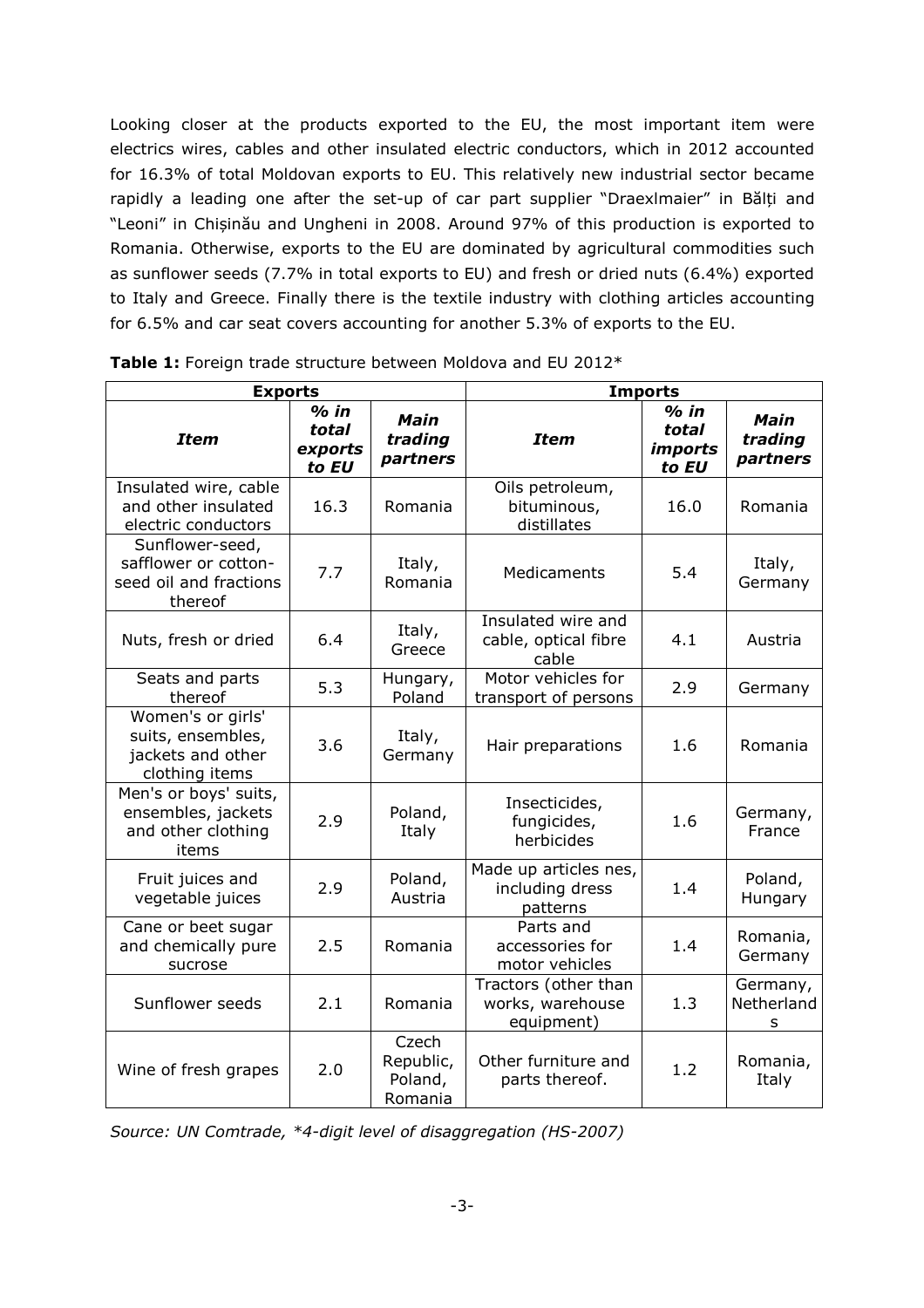Looking closer at the products exported to the EU, the most important item were electrics wires, cables and other insulated electric conductors, which in 2012 accounted for 16.3% of total Moldovan exports to EU. This relatively new industrial sector became rapidly a leading one after the set-up of car part supplier "Draexlmaier" in Bălți and "Leoni" in Chișinău and Ungheni in 2008. Around 97% of this production is exported to Romania. Otherwise, exports to the EU are dominated by agricultural commodities such as sunflower seeds (7.7% in total exports to EU) and fresh or dried nuts (6.4%) exported to Italy and Greece. Finally there is the textile industry with clothing articles accounting for 6.5% and car seat covers accounting for another 5.3% of exports to the EU.

**Table 1:** Foreign trade structure between Moldova and EU 2012*

| Exports | | | Imports | | |
|---|---|---|---|---|---|
| ***Item*** | ***% in total exports to EU*** | ***Main trading partners*** | ***Item*** | ***% in total imports to EU*** | ***Main trading partners*** |
| Insulated wire, cable and other insulated electric conductors | 16.3 | Romania | Oils petroleum, bituminous, distillates | 16.0 | Romania |
| Sunflower-seed, safflower or cotton-seed oil and fractions thereof | 7.7 | Italy, Romania | Medicaments | 5.4 | Italy, Germany |
| Nuts, fresh or dried | 6.4 | Italy, Greece | Insulated wire and cable, optical fibre cable | 4.1 | Austria |
| Seats and parts thereof | 5.3 | Hungary, Poland | Motor vehicles for transport of persons | 2.9 | Germany |
| Women's or girls' suits, ensembles, jackets and other clothing items | 3.6 | Italy, Germany | Hair preparations | 1.6 | Romania |
| Men's or boys' suits, ensembles, jackets and other clothing items | 2.9 | Poland, Italy | Insecticides, fungicides, herbicides | 1.6 | Germany, France |
| Fruit juices and vegetable juices | 2.9 | Poland, Austria | Made up articles nes, including dress patterns | 1.4 | Poland, Hungary |
| Cane or beet sugar and chemically pure sucrose | 2.5 | Romania | Parts and accessories for motor vehicles | 1.4 | Romania, Germany |
| Sunflower seeds | 2.1 | Romania | Tractors (other than works, warehouse equipment) | 1.3 | Germany, Netherlands |
| Wine of fresh grapes | 2.0 | Czech Republic, Poland, Romania | Other furniture and parts thereof. | 1.2 | Romania, Italy |

*Source: UN Comtrade, *4-digit level of disaggregation (HS-2007)*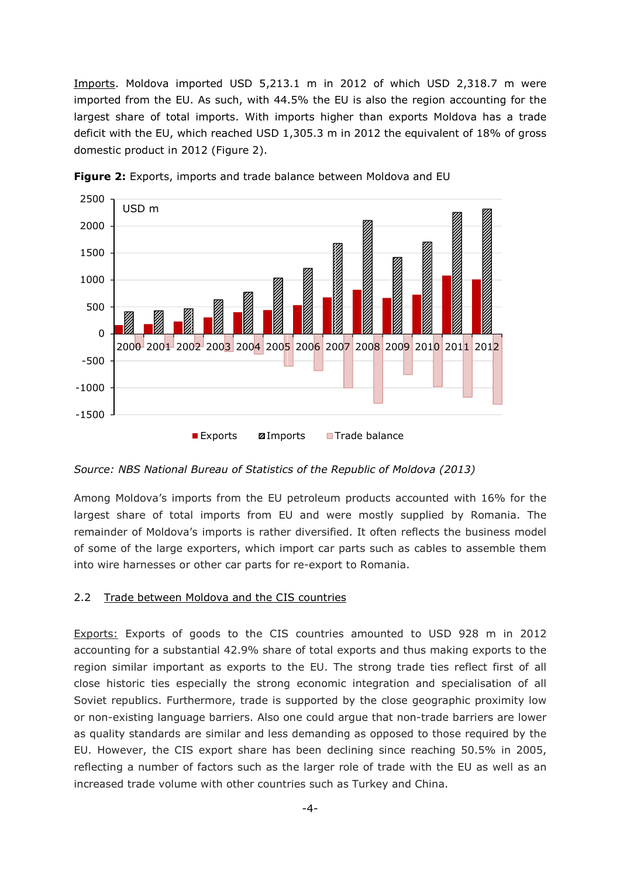Imports. Moldova imported USD 5,213.1 m in 2012 of which USD 2,318.7 m were imported from the EU. As such, with 44.5% the EU is also the region accounting for the largest share of total imports. With imports higher than exports Moldova has a trade deficit with the EU, which reached USD 1,305.3 m in 2012 the equivalent of 18% of gross domestic product in 2012 (Figure 2).

**Figure 2:** Exports, imports and trade balance between Moldova and EU

*Source: NBS National Bureau of Statistics of the Republic of Moldova (2013)*

Among Moldova's imports from the EU petroleum products accounted with 16% for the largest share of total imports from EU and were mostly supplied by Romania. The remainder of Moldova's imports is rather diversified. It often reflects the business model of some of the large exporters, which import car parts such as cables to assemble them into wire harnesses or other car parts for re-export to Romania.

### 2.2 Trade between Moldova and the CIS countries

Exports: Exports of goods to the CIS countries amounted to USD 928 m in 2012 accounting for a substantial 42.9% share of total exports and thus making exports to the region similar important as exports to the EU. The strong trade ties reflect first of all close historic ties especially the strong economic integration and specialisation of all Soviet republics. Furthermore, trade is supported by the close geographic proximity low or non-existing language barriers. Also one could argue that non-trade barriers are lower as quality standards are similar and less demanding as opposed to those required by the EU. However, the CIS export share has been declining since reaching 50.5% in 2005, reflecting a number of factors such as the larger role of trade with the EU as well as an increased trade volume with other countries such as Turkey and China.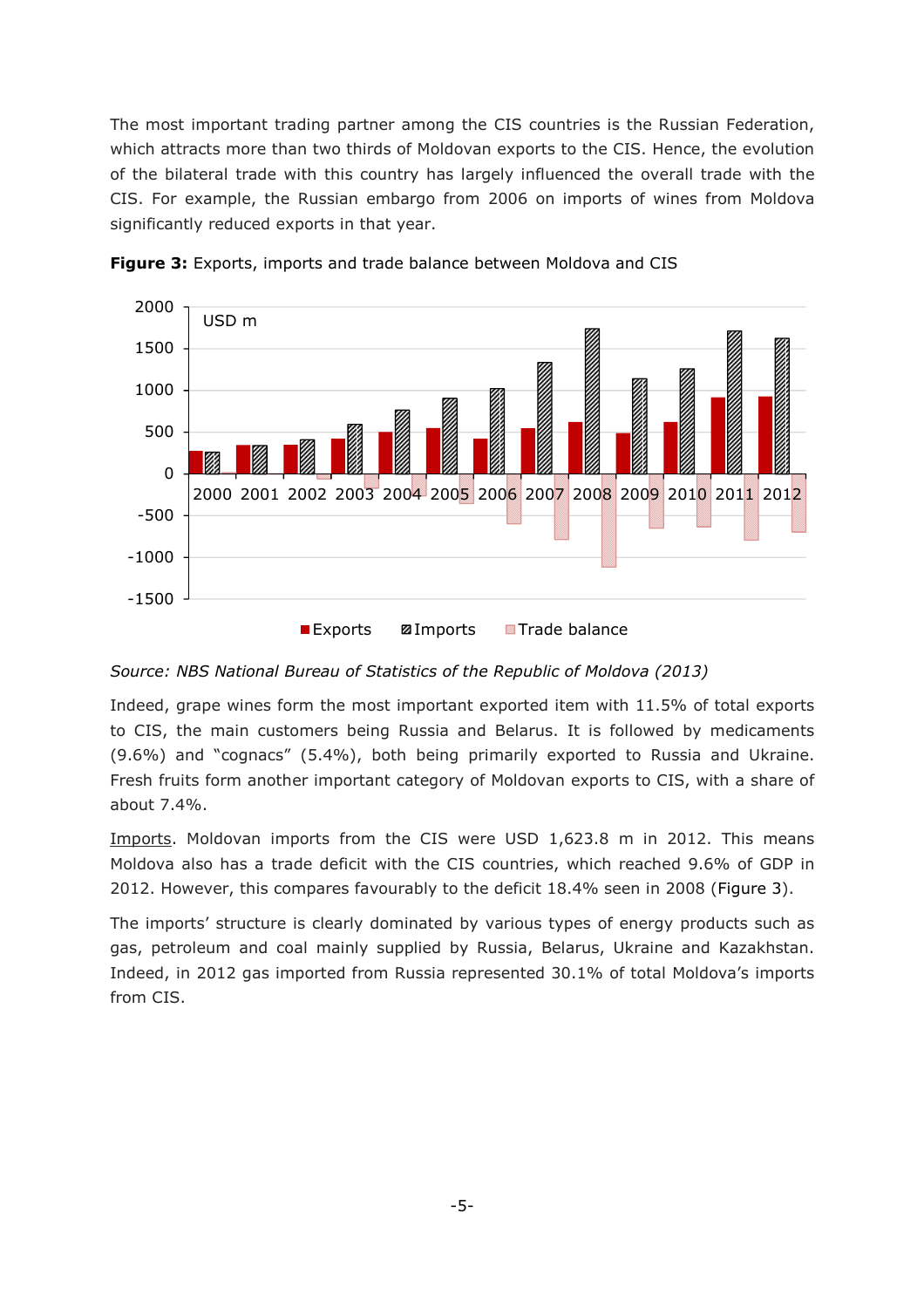The most important trading partner among the CIS countries is the Russian Federation, which attracts more than two thirds of Moldovan exports to the CIS. Hence, the evolution of the bilateral trade with this country has largely influenced the overall trade with the CIS. For example, the Russian embargo from 2006 on imports of wines from Moldova significantly reduced exports in that year.

**Figure 3:** Exports, imports and trade balance between Moldova and CIS

*Source: NBS National Bureau of Statistics of the Republic of Moldova (2013)*

Indeed, grape wines form the most important exported item with 11.5% of total exports to CIS, the main customers being Russia and Belarus. It is followed by medicaments (9.6%) and "cognacs" (5.4%), both being primarily exported to Russia and Ukraine. Fresh fruits form another important category of Moldovan exports to CIS, with a share of about 7.4%.

Imports. Moldovan imports from the CIS were USD 1,623.8 m in 2012. This means Moldova also has a trade deficit with the CIS countries, which reached 9.6% of GDP in 2012. However, this compares favourably to the deficit 18.4% seen in 2008 (Figure 3).

The imports' structure is clearly dominated by various types of energy products such as gas, petroleum and coal mainly supplied by Russia, Belarus, Ukraine and Kazakhstan. Indeed, in 2012 gas imported from Russia represented 30.1% of total Moldova's imports from CIS.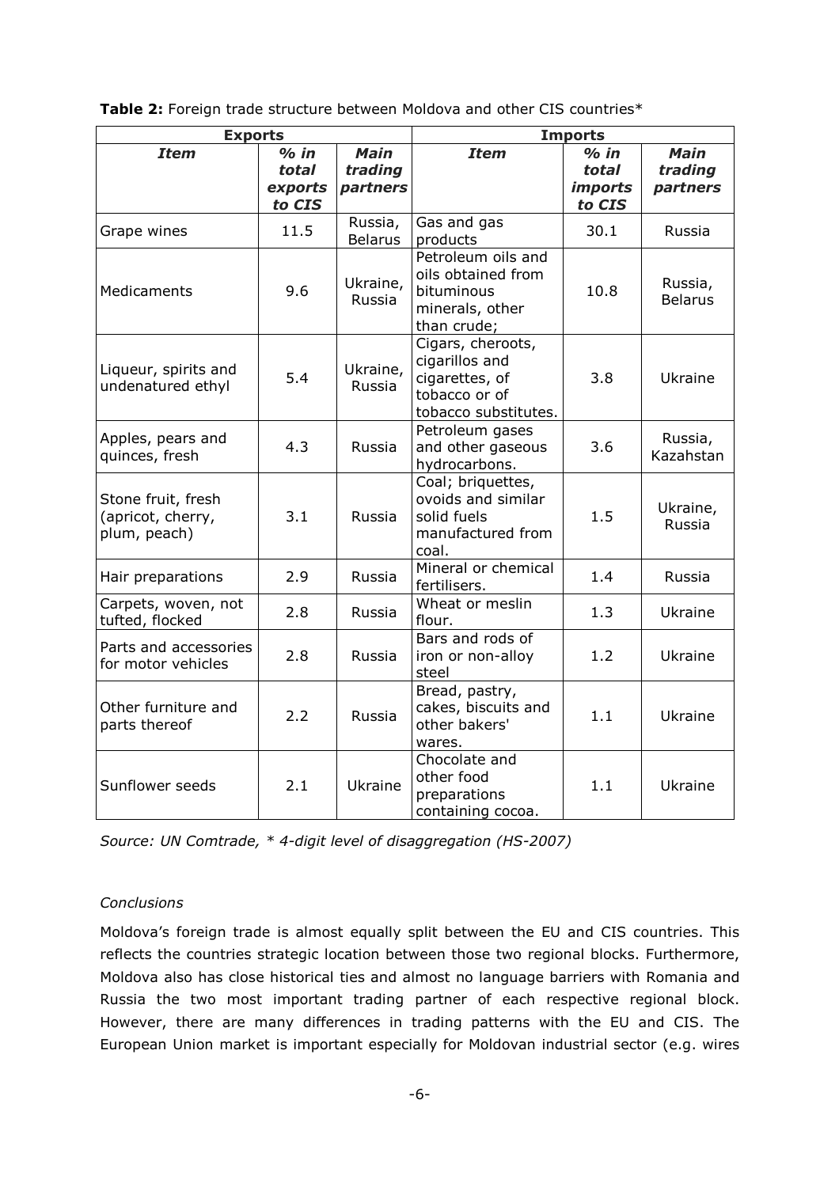**Table 2:** Foreign trade structure between Moldova and other CIS countries*

| Exports | | | Imports | | |
|---|---|---|---|---|---|
| ***Item*** | ***% in total exports to CIS*** | ***Main trading partners*** | ***Item*** | ***% in total imports to CIS*** | ***Main trading partners*** |
| Grape wines | 11.5 | Russia, Belarus | Gas and gas products | 30.1 | Russia |
| Medicaments | 9.6 | Ukraine, Russia | Petroleum oils and oils obtained from bituminous minerals, other than crude; | 10.8 | Russia, Belarus |
| Liqueur, spirits and undenatured ethyl | 5.4 | Ukraine, Russia | Cigars, cheroots, cigarillos and cigarettes, of tobacco or of tobacco substitutes. | 3.8 | Ukraine |
| Apples, pears and quinces, fresh | 4.3 | Russia | Petroleum gases and other gaseous hydrocarbons. | 3.6 | Russia, Kazahstan |
| Stone fruit, fresh (apricot, cherry, plum, peach) | 3.1 | Russia | Coal; briquettes, ovoids and similar solid fuels manufactured from coal. | 1.5 | Ukraine, Russia |
| Hair preparations | 2.9 | Russia | Mineral or chemical fertilisers. | 1.4 | Russia |
| Carpets, woven, not tufted, flocked | 2.8 | Russia | Wheat or meslin flour. | 1.3 | Ukraine |
| Parts and accessories for motor vehicles | 2.8 | Russia | Bars and rods of iron or non-alloy steel | 1.2 | Ukraine |
| Other furniture and parts thereof | 2.2 | Russia | Bread, pastry, cakes, biscuits and other bakers' wares. | 1.1 | Ukraine |
| Sunflower seeds | 2.1 | Ukraine | Chocolate and other food preparations containing cocoa. | 1.1 | Ukraine |

*Source: UN Comtrade, * 4-digit level of disaggregation (HS-2007)*

*Conclusions*

Moldova's foreign trade is almost equally split between the EU and CIS countries. This reflects the countries strategic location between those two regional blocks. Furthermore, Moldova also has close historical ties and almost no language barriers with Romania and Russia the two most important trading partner of each respective regional block. However, there are many differences in trading patterns with the EU and CIS. The European Union market is important especially for Moldovan industrial sector (e.g. wires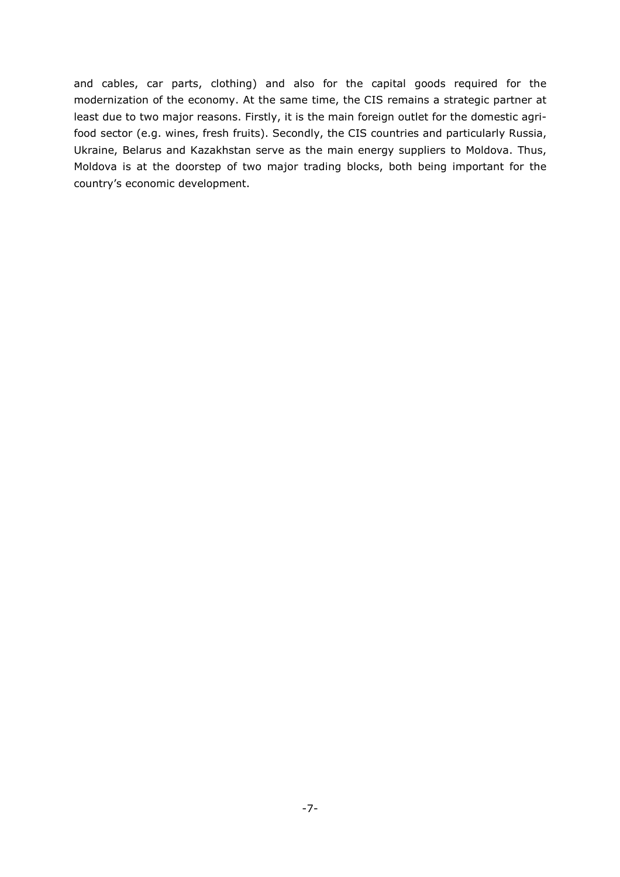and cables, car parts, clothing) and also for the capital goods required for the modernization of the economy. At the same time, the CIS remains a strategic partner at least due to two major reasons. Firstly, it is the main foreign outlet for the domestic agri-food sector (e.g. wines, fresh fruits). Secondly, the CIS countries and particularly Russia, Ukraine, Belarus and Kazakhstan serve as the main energy suppliers to Moldova. Thus, Moldova is at the doorstep of two major trading blocks, both being important for the country's economic development.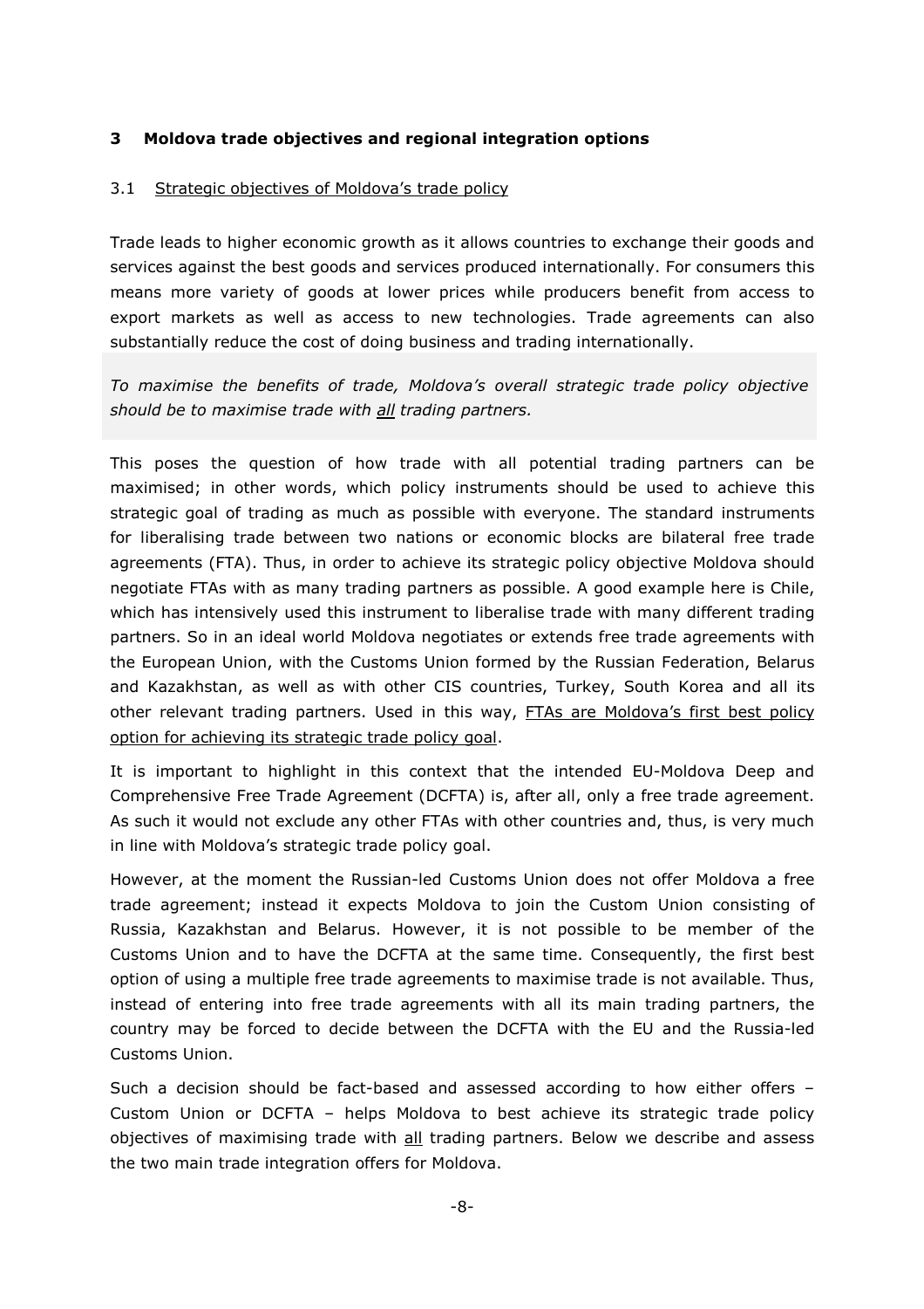## 3 Moldova trade objectives and regional integration options

### 3.1 Strategic objectives of Moldova's trade policy

Trade leads to higher economic growth as it allows countries to exchange their goods and services against the best goods and services produced internationally. For consumers this means more variety of goods at lower prices while producers benefit from access to export markets as well as access to new technologies. Trade agreements can also substantially reduce the cost of doing business and trading internationally.

*To maximise the benefits of trade, Moldova's overall strategic trade policy objective should be to maximise trade with all trading partners.*

This poses the question of how trade with all potential trading partners can be maximised; in other words, which policy instruments should be used to achieve this strategic goal of trading as much as possible with everyone. The standard instruments for liberalising trade between two nations or economic blocks are bilateral free trade agreements (FTA). Thus, in order to achieve its strategic policy objective Moldova should negotiate FTAs with as many trading partners as possible. A good example here is Chile, which has intensively used this instrument to liberalise trade with many different trading partners. So in an ideal world Moldova negotiates or extends free trade agreements with the European Union, with the Customs Union formed by the Russian Federation, Belarus and Kazakhstan, as well as with other CIS countries, Turkey, South Korea and all its other relevant trading partners. Used in this way, FTAs are Moldova's first best policy option for achieving its strategic trade policy goal.

It is important to highlight in this context that the intended EU-Moldova Deep and Comprehensive Free Trade Agreement (DCFTA) is, after all, only a free trade agreement. As such it would not exclude any other FTAs with other countries and, thus, is very much in line with Moldova's strategic trade policy goal.

However, at the moment the Russian-led Customs Union does not offer Moldova a free trade agreement; instead it expects Moldova to join the Custom Union consisting of Russia, Kazakhstan and Belarus. However, it is not possible to be member of the Customs Union and to have the DCFTA at the same time. Consequently, the first best option of using a multiple free trade agreements to maximise trade is not available. Thus, instead of entering into free trade agreements with all its main trading partners, the country may be forced to decide between the DCFTA with the EU and the Russia-led Customs Union.

Such a decision should be fact-based and assessed according to how either offers – Custom Union or DCFTA – helps Moldova to best achieve its strategic trade policy objectives of maximising trade with all trading partners. Below we describe and assess the two main trade integration offers for Moldova.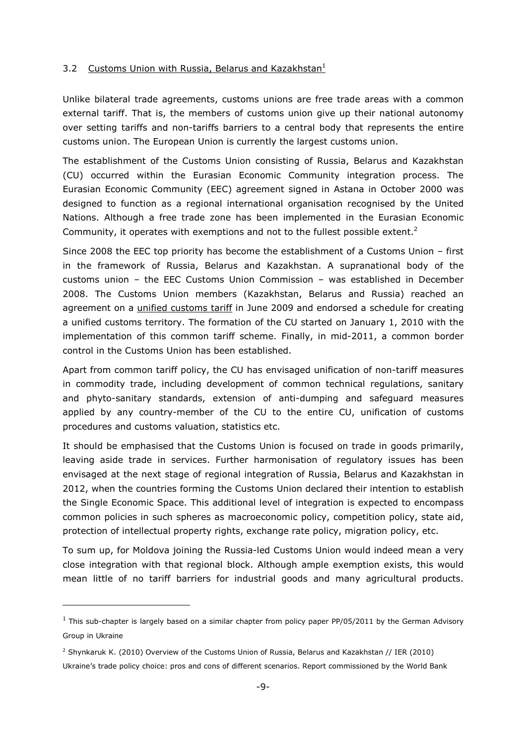### 3.2 Customs Union with Russia, Belarus and Kazakhstan[1]

Unlike bilateral trade agreements, customs unions are free trade areas with a common external tariff. That is, the members of customs union give up their national autonomy over setting tariffs and non-tariffs barriers to a central body that represents the entire customs union. The European Union is currently the largest customs union.

The establishment of the Customs Union consisting of Russia, Belarus and Kazakhstan (CU) occurred within the Eurasian Economic Community integration process. The Eurasian Economic Community (EEC) agreement signed in Astana in October 2000 was designed to function as a regional international organisation recognised by the United Nations. Although a free trade zone has been implemented in the Eurasian Economic Community, it operates with exemptions and not to the fullest possible extent.[2]

Since 2008 the EEC top priority has become the establishment of a Customs Union – first in the framework of Russia, Belarus and Kazakhstan. A supranational body of the customs union – the EEC Customs Union Commission – was established in December 2008. The Customs Union members (Kazakhstan, Belarus and Russia) reached an agreement on a unified customs tariff in June 2009 and endorsed a schedule for creating a unified customs territory. The formation of the CU started on January 1, 2010 with the implementation of this common tariff scheme. Finally, in mid-2011, a common border control in the Customs Union has been established.

Apart from common tariff policy, the CU has envisaged unification of non-tariff measures in commodity trade, including development of common technical regulations, sanitary and phyto-sanitary standards, extension of anti-dumping and safeguard measures applied by any country-member of the CU to the entire CU, unification of customs procedures and customs valuation, statistics etc.

It should be emphasised that the Customs Union is focused on trade in goods primarily, leaving aside trade in services. Further harmonisation of regulatory issues has been envisaged at the next stage of regional integration of Russia, Belarus and Kazakhstan in 2012, when the countries forming the Customs Union declared their intention to establish the Single Economic Space. This additional level of integration is expected to encompass common policies in such spheres as macroeconomic policy, competition policy, state aid, protection of intellectual property rights, exchange rate policy, migration policy, etc.

To sum up, for Moldova joining the Russia-led Customs Union would indeed mean a very close integration with that regional block. Although ample exemption exists, this would mean little of no tariff barriers for industrial goods and many agricultural products.

---

[1] This sub-chapter is largely based on a similar chapter from policy paper PP/05/2011 by the German Advisory Group in Ukraine

[2] Shynkaruk K. (2010) Overview of the Customs Union of Russia, Belarus and Kazakhstan // IER (2010) Ukraine's trade policy choice: pros and cons of different scenarios. Report commissioned by the World Bank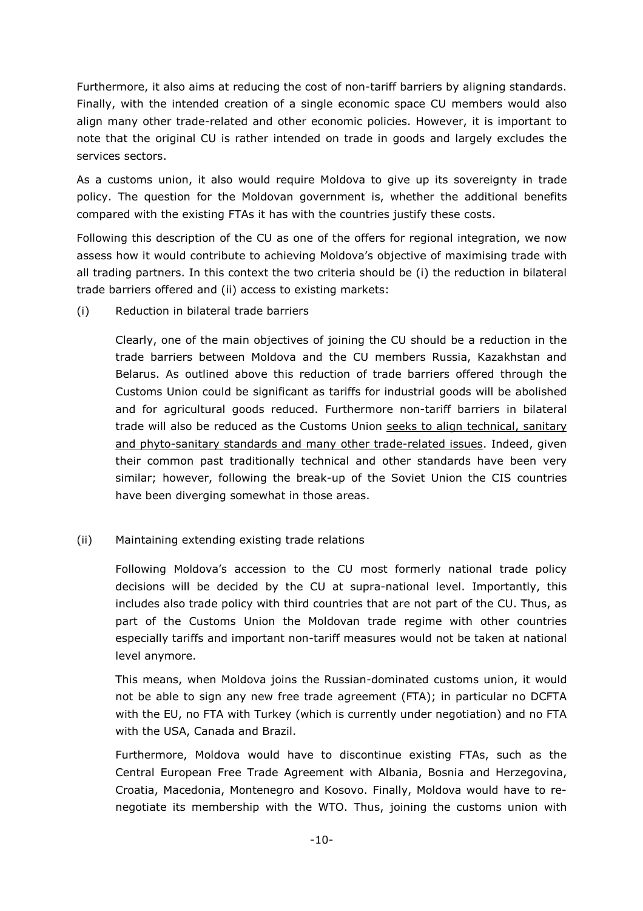Furthermore, it also aims at reducing the cost of non-tariff barriers by aligning standards. Finally, with the intended creation of a single economic space CU members would also align many other trade-related and other economic policies. However, it is important to note that the original CU is rather intended on trade in goods and largely excludes the services sectors.

As a customs union, it also would require Moldova to give up its sovereignty in trade policy. The question for the Moldovan government is, whether the additional benefits compared with the existing FTAs it has with the countries justify these costs.

Following this description of the CU as one of the offers for regional integration, we now assess how it would contribute to achieving Moldova's objective of maximising trade with all trading partners. In this context the two criteria should be (i) the reduction in bilateral trade barriers offered and (ii) access to existing markets:

(i) Reduction in bilateral trade barriers

> Clearly, one of the main objectives of joining the CU should be a reduction in the trade barriers between Moldova and the CU members Russia, Kazakhstan and Belarus. As outlined above this reduction of trade barriers offered through the Customs Union could be significant as tariffs for industrial goods will be abolished and for agricultural goods reduced. Furthermore non-tariff barriers in bilateral trade will also be reduced as the Customs Union <u>seeks to align technical, sanitary and phyto-sanitary standards and many other trade-related issues</u>. Indeed, given their common past traditionally technical and other standards have been very similar; however, following the break-up of the Soviet Union the CIS countries have been diverging somewhat in those areas.

(ii) Maintaining extending existing trade relations

> Following Moldova's accession to the CU most formerly national trade policy decisions will be decided by the CU at supra-national level. Importantly, this includes also trade policy with third countries that are not part of the CU. Thus, as part of the Customs Union the Moldovan trade regime with other countries especially tariffs and important non-tariff measures would not be taken at national level anymore.
>
> This means, when Moldova joins the Russian-dominated customs union, it would not be able to sign any new free trade agreement (FTA); in particular no DCFTA with the EU, no FTA with Turkey (which is currently under negotiation) and no FTA with the USA, Canada and Brazil.
>
> Furthermore, Moldova would have to discontinue existing FTAs, such as the Central European Free Trade Agreement with Albania, Bosnia and Herzegovina, Croatia, Macedonia, Montenegro and Kosovo. Finally, Moldova would have to re-negotiate its membership with the WTO. Thus, joining the customs union with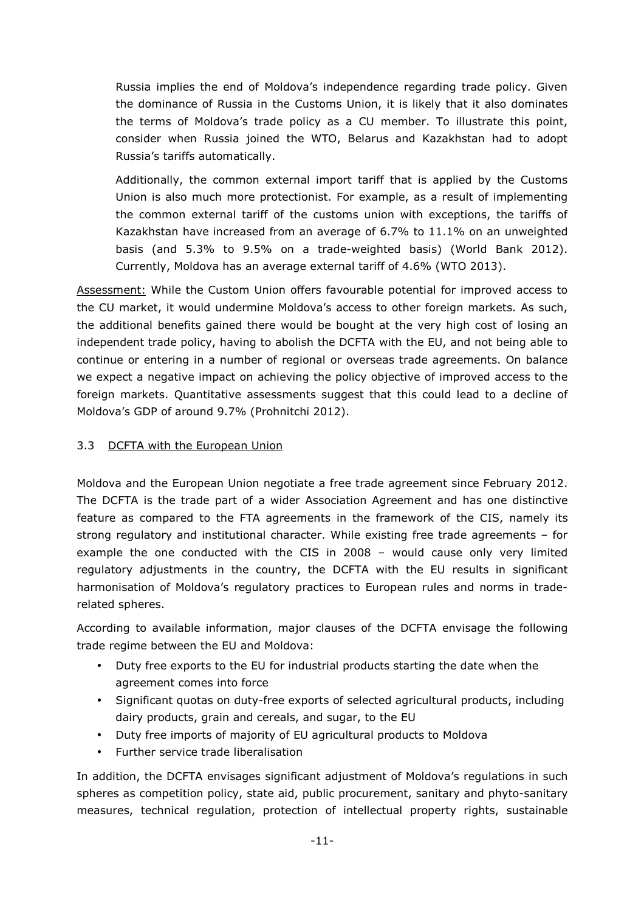Russia implies the end of Moldova's independence regarding trade policy. Given the dominance of Russia in the Customs Union, it is likely that it also dominates the terms of Moldova's trade policy as a CU member. To illustrate this point, consider when Russia joined the WTO, Belarus and Kazakhstan had to adopt Russia's tariffs automatically.

Additionally, the common external import tariff that is applied by the Customs Union is also much more protectionist. For example, as a result of implementing the common external tariff of the customs union with exceptions, the tariffs of Kazakhstan have increased from an average of 6.7% to 11.1% on an unweighted basis (and 5.3% to 9.5% on a trade-weighted basis) (World Bank 2012). Currently, Moldova has an average external tariff of 4.6% (WTO 2013).

Assessment: While the Custom Union offers favourable potential for improved access to the CU market, it would undermine Moldova's access to other foreign markets. As such, the additional benefits gained there would be bought at the very high cost of losing an independent trade policy, having to abolish the DCFTA with the EU, and not being able to continue or entering in a number of regional or overseas trade agreements. On balance we expect a negative impact on achieving the policy objective of improved access to the foreign markets. Quantitative assessments suggest that this could lead to a decline of Moldova's GDP of around 9.7% (Prohnitchi 2012).

### 3.3 DCFTA with the European Union

Moldova and the European Union negotiate a free trade agreement since February 2012. The DCFTA is the trade part of a wider Association Agreement and has one distinctive feature as compared to the FTA agreements in the framework of the CIS, namely its strong regulatory and institutional character. While existing free trade agreements – for example the one conducted with the CIS in 2008 – would cause only very limited regulatory adjustments in the country, the DCFTA with the EU results in significant harmonisation of Moldova's regulatory practices to European rules and norms in trade-related spheres.

According to available information, major clauses of the DCFTA envisage the following trade regime between the EU and Moldova:

- Duty free exports to the EU for industrial products starting the date when the agreement comes into force
- Significant quotas on duty-free exports of selected agricultural products, including dairy products, grain and cereals, and sugar, to the EU
- Duty free imports of majority of EU agricultural products to Moldova
- Further service trade liberalisation

In addition, the DCFTA envisages significant adjustment of Moldova's regulations in such spheres as competition policy, state aid, public procurement, sanitary and phyto-sanitary measures, technical regulation, protection of intellectual property rights, sustainable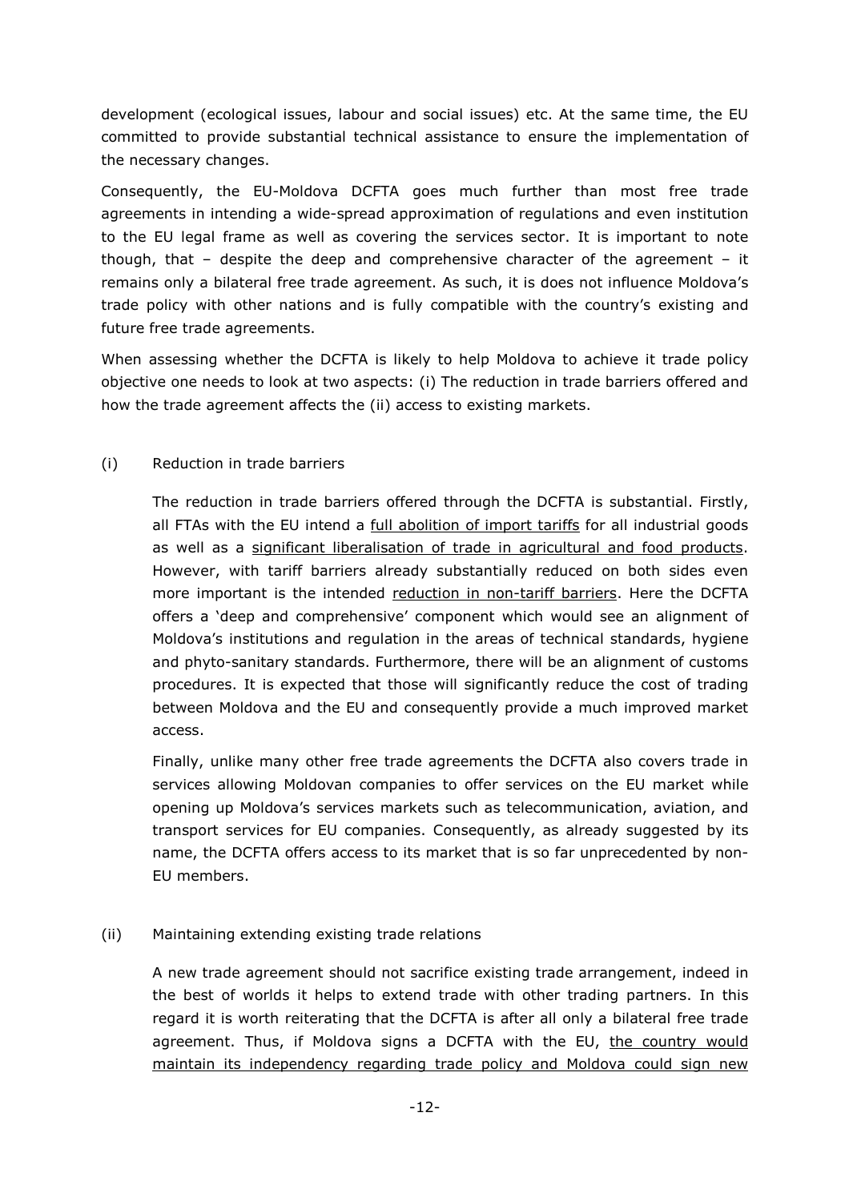development (ecological issues, labour and social issues) etc. At the same time, the EU committed to provide substantial technical assistance to ensure the implementation of the necessary changes.

Consequently, the EU-Moldova DCFTA goes much further than most free trade agreements in intending a wide-spread approximation of regulations and even institution to the EU legal frame as well as covering the services sector. It is important to note though, that – despite the deep and comprehensive character of the agreement – it remains only a bilateral free trade agreement. As such, it is does not influence Moldova's trade policy with other nations and is fully compatible with the country's existing and future free trade agreements.

When assessing whether the DCFTA is likely to help Moldova to achieve it trade policy objective one needs to look at two aspects: (i) The reduction in trade barriers offered and how the trade agreement affects the (ii) access to existing markets.

(i) Reduction in trade barriers

The reduction in trade barriers offered through the DCFTA is substantial. Firstly, all FTAs with the EU intend a <u>full abolition of import tariffs</u> for all industrial goods as well as a <u>significant liberalisation of trade in agricultural and food products</u>. However, with tariff barriers already substantially reduced on both sides even more important is the intended <u>reduction in non-tariff barriers</u>. Here the DCFTA offers a 'deep and comprehensive' component which would see an alignment of Moldova's institutions and regulation in the areas of technical standards, hygiene and phyto-sanitary standards. Furthermore, there will be an alignment of customs procedures. It is expected that those will significantly reduce the cost of trading between Moldova and the EU and consequently provide a much improved market access.

Finally, unlike many other free trade agreements the DCFTA also covers trade in services allowing Moldovan companies to offer services on the EU market while opening up Moldova's services markets such as telecommunication, aviation, and transport services for EU companies. Consequently, as already suggested by its name, the DCFTA offers access to its market that is so far unprecedented by non-EU members.

(ii) Maintaining extending existing trade relations

A new trade agreement should not sacrifice existing trade arrangement, indeed in the best of worlds it helps to extend trade with other trading partners. In this regard it is worth reiterating that the DCFTA is after all only a bilateral free trade agreement. Thus, if Moldova signs a DCFTA with the EU, <u>the country would maintain its independency regarding trade policy and Moldova could sign new</u>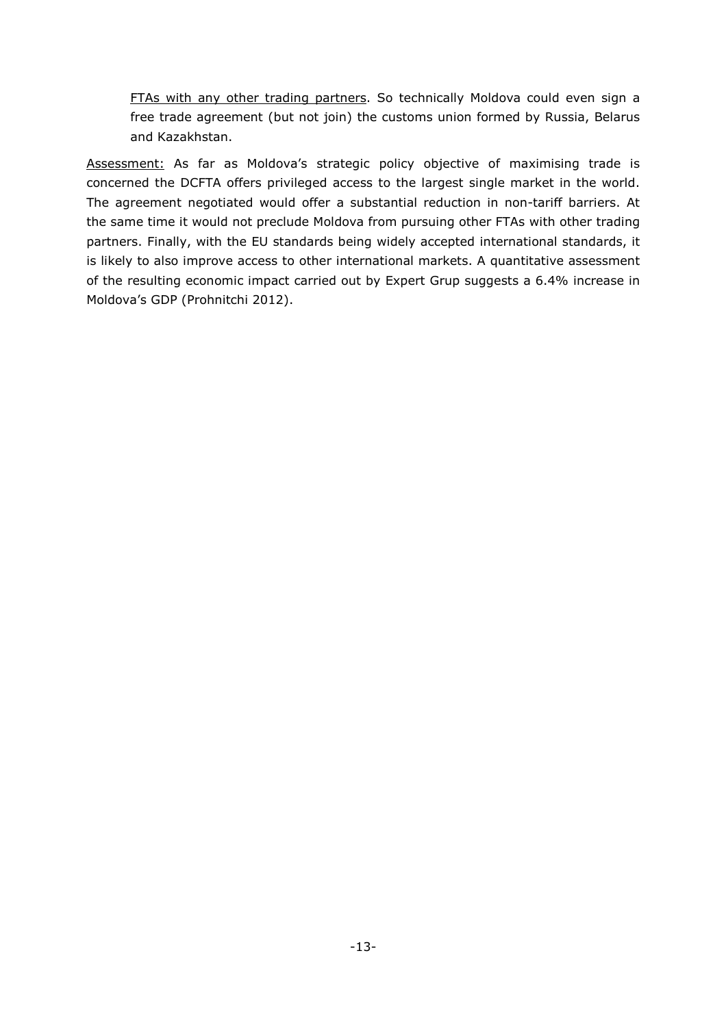<u>FTAs with any other trading partners</u>. So technically Moldova could even sign a free trade agreement (but not join) the customs union formed by Russia, Belarus and Kazakhstan.

<u>Assessment:</u> As far as Moldova's strategic policy objective of maximising trade is concerned the DCFTA offers privileged access to the largest single market in the world. The agreement negotiated would offer a substantial reduction in non-tariff barriers. At the same time it would not preclude Moldova from pursuing other FTAs with other trading partners. Finally, with the EU standards being widely accepted international standards, it is likely to also improve access to other international markets. A quantitative assessment of the resulting economic impact carried out by Expert Grup suggests a 6.4% increase in Moldova's GDP (Prohnitchi 2012).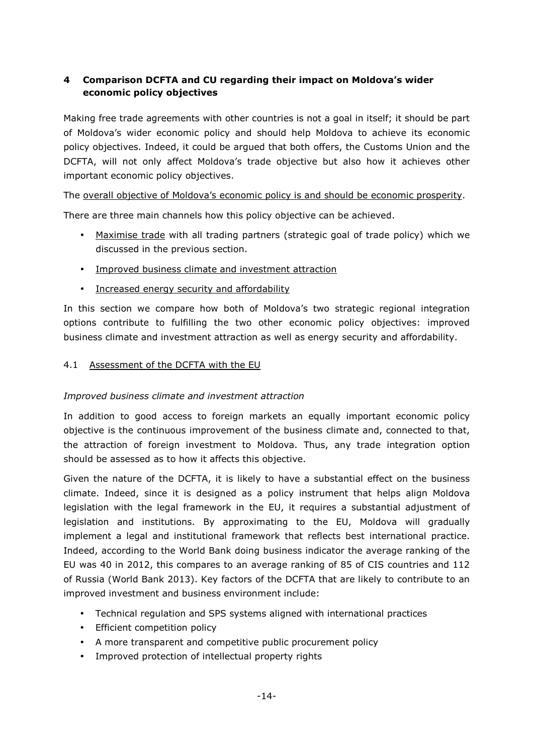## 4 Comparison DCFTA and CU regarding their impact on Moldova's wider economic policy objectives

Making free trade agreements with other countries is not a goal in itself; it should be part of Moldova's wider economic policy and should help Moldova to achieve its economic policy objectives. Indeed, it could be argued that both offers, the Customs Union and the DCFTA, will not only affect Moldova's trade objective but also how it achieves other important economic policy objectives.

The overall objective of Moldova's economic policy is and should be economic prosperity.

There are three main channels how this policy objective can be achieved.

- Maximise trade with all trading partners (strategic goal of trade policy) which we discussed in the previous section.
- Improved business climate and investment attraction
- Increased energy security and affordability

In this section we compare how both of Moldova's two strategic regional integration options contribute to fulfilling the two other economic policy objectives: improved business climate and investment attraction as well as energy security and affordability.

### 4.1 Assessment of the DCFTA with the EU

*Improved business climate and investment attraction*

In addition to good access to foreign markets an equally important economic policy objective is the continuous improvement of the business climate and, connected to that, the attraction of foreign investment to Moldova. Thus, any trade integration option should be assessed as to how it affects this objective.

Given the nature of the DCFTA, it is likely to have a substantial effect on the business climate. Indeed, since it is designed as a policy instrument that helps align Moldova legislation with the legal framework in the EU, it requires a substantial adjustment of legislation and institutions. By approximating to the EU, Moldova will gradually implement a legal and institutional framework that reflects best international practice. Indeed, according to the World Bank doing business indicator the average ranking of the EU was 40 in 2012, this compares to an average ranking of 85 of CIS countries and 112 of Russia (World Bank 2013). Key factors of the DCFTA that are likely to contribute to an improved investment and business environment include:

- Technical regulation and SPS systems aligned with international practices
- Efficient competition policy
- A more transparent and competitive public procurement policy
- Improved protection of intellectual property rights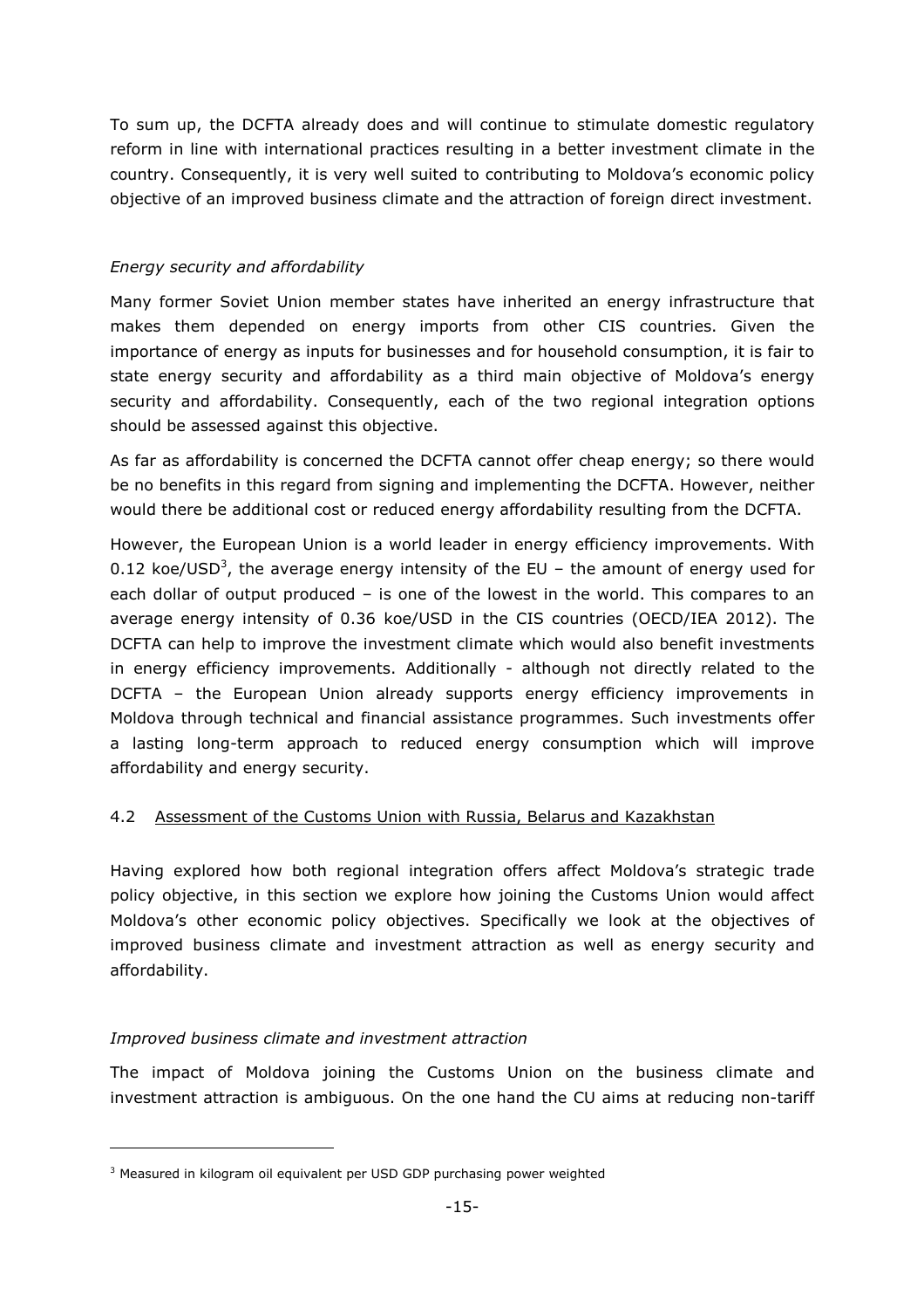To sum up, the DCFTA already does and will continue to stimulate domestic regulatory reform in line with international practices resulting in a better investment climate in the country. Consequently, it is very well suited to contributing to Moldova's economic policy objective of an improved business climate and the attraction of foreign direct investment.

*Energy security and affordability*

Many former Soviet Union member states have inherited an energy infrastructure that makes them depended on energy imports from other CIS countries. Given the importance of energy as inputs for businesses and for household consumption, it is fair to state energy security and affordability as a third main objective of Moldova's energy security and affordability. Consequently, each of the two regional integration options should be assessed against this objective.

As far as affordability is concerned the DCFTA cannot offer cheap energy; so there would be no benefits in this regard from signing and implementing the DCFTA. However, neither would there be additional cost or reduced energy affordability resulting from the DCFTA.

However, the European Union is a world leader in energy efficiency improvements. With 0.12 koe/USD[3], the average energy intensity of the EU – the amount of energy used for each dollar of output produced – is one of the lowest in the world. This compares to an average energy intensity of 0.36 koe/USD in the CIS countries (OECD/IEA 2012). The DCFTA can help to improve the investment climate which would also benefit investments in energy efficiency improvements. Additionally - although not directly related to the DCFTA – the European Union already supports energy efficiency improvements in Moldova through technical and financial assistance programmes. Such investments offer a lasting long-term approach to reduced energy consumption which will improve affordability and energy security.

### 4.2 Assessment of the Customs Union with Russia, Belarus and Kazakhstan

Having explored how both regional integration offers affect Moldova's strategic trade policy objective, in this section we explore how joining the Customs Union would affect Moldova's other economic policy objectives. Specifically we look at the objectives of improved business climate and investment attraction as well as energy security and affordability.

*Improved business climate and investment attraction*

The impact of Moldova joining the Customs Union on the business climate and investment attraction is ambiguous. On the one hand the CU aims at reducing non-tariff

---

[3] Measured in kilogram oil equivalent per USD GDP purchasing power weighted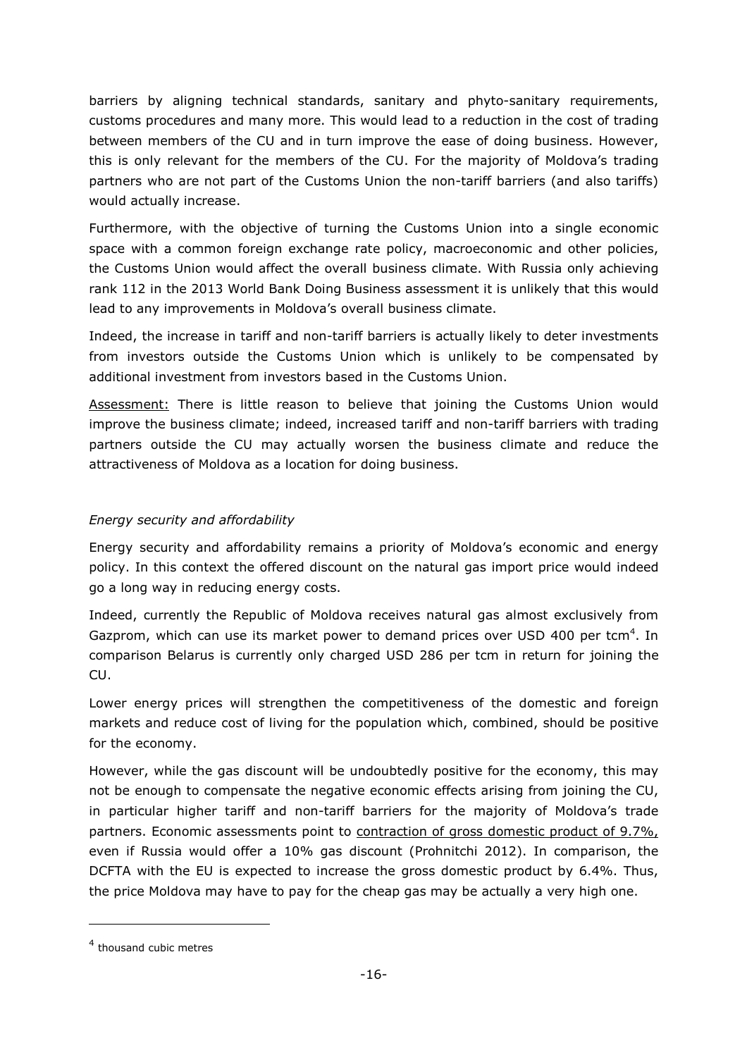barriers by aligning technical standards, sanitary and phyto-sanitary requirements, customs procedures and many more. This would lead to a reduction in the cost of trading between members of the CU and in turn improve the ease of doing business. However, this is only relevant for the members of the CU. For the majority of Moldova's trading partners who are not part of the Customs Union the non-tariff barriers (and also tariffs) would actually increase.

Furthermore, with the objective of turning the Customs Union into a single economic space with a common foreign exchange rate policy, macroeconomic and other policies, the Customs Union would affect the overall business climate. With Russia only achieving rank 112 in the 2013 World Bank Doing Business assessment it is unlikely that this would lead to any improvements in Moldova's overall business climate.

Indeed, the increase in tariff and non-tariff barriers is actually likely to deter investments from investors outside the Customs Union which is unlikely to be compensated by additional investment from investors based in the Customs Union.

Assessment: There is little reason to believe that joining the Customs Union would improve the business climate; indeed, increased tariff and non-tariff barriers with trading partners outside the CU may actually worsen the business climate and reduce the attractiveness of Moldova as a location for doing business.

*Energy security and affordability*

Energy security and affordability remains a priority of Moldova's economic and energy policy. In this context the offered discount on the natural gas import price would indeed go a long way in reducing energy costs.

Indeed, currently the Republic of Moldova receives natural gas almost exclusively from Gazprom, which can use its market power to demand prices over USD 400 per tcm[4]. In comparison Belarus is currently only charged USD 286 per tcm in return for joining the CU.

Lower energy prices will strengthen the competitiveness of the domestic and foreign markets and reduce cost of living for the population which, combined, should be positive for the economy.

However, while the gas discount will be undoubtedly positive for the economy, this may not be enough to compensate the negative economic effects arising from joining the CU, in particular higher tariff and non-tariff barriers for the majority of Moldova's trade partners. Economic assessments point to contraction of gross domestic product of 9.7%, even if Russia would offer a 10% gas discount (Prohnitchi 2012). In comparison, the DCFTA with the EU is expected to increase the gross domestic product by 6.4%. Thus, the price Moldova may have to pay for the cheap gas may be actually a very high one.

---

[4] thousand cubic metres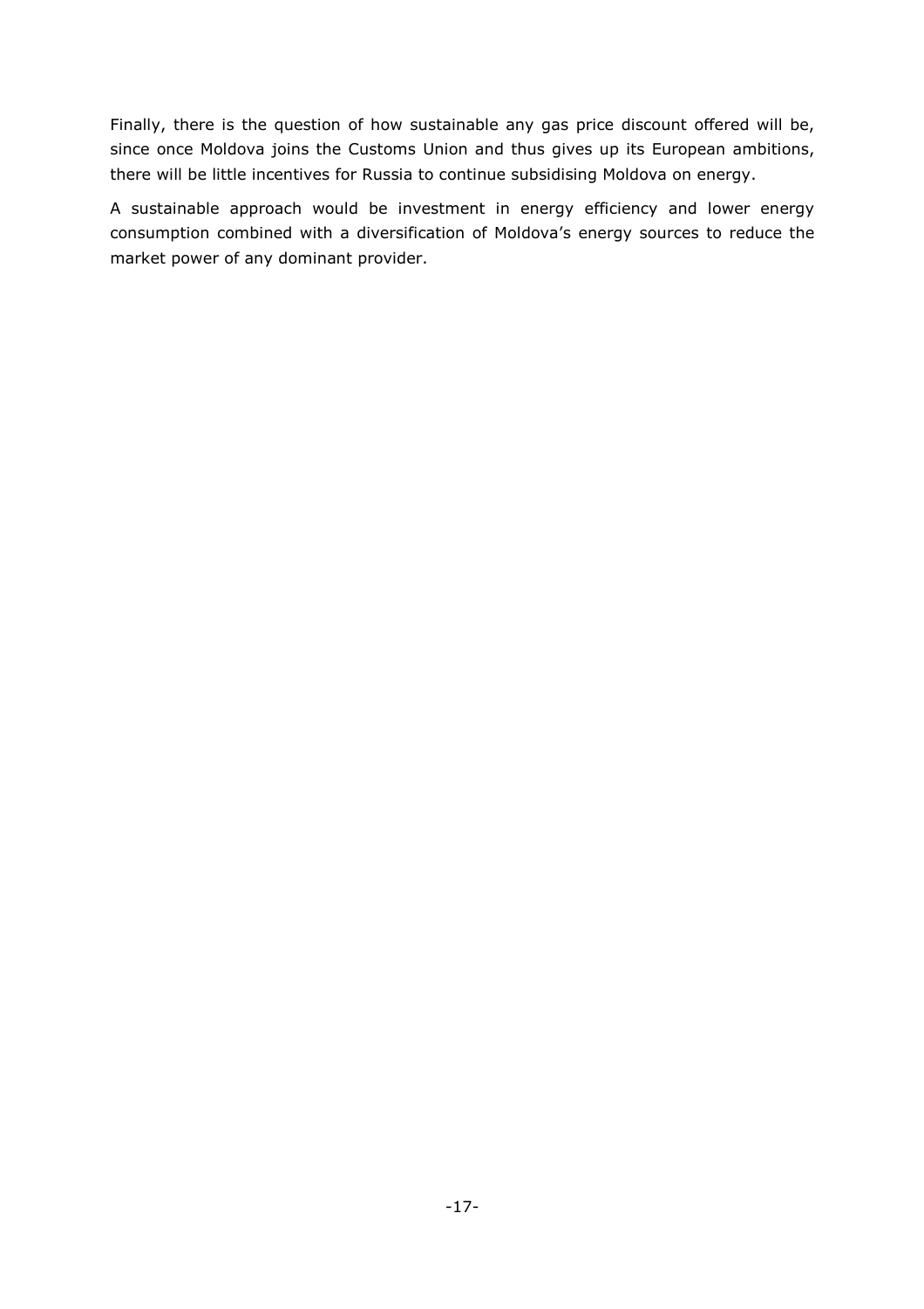Finally, there is the question of how sustainable any gas price discount offered will be, since once Moldova joins the Customs Union and thus gives up its European ambitions, there will be little incentives for Russia to continue subsidising Moldova on energy.

A sustainable approach would be investment in energy efficiency and lower energy consumption combined with a diversification of Moldova's energy sources to reduce the market power of any dominant provider.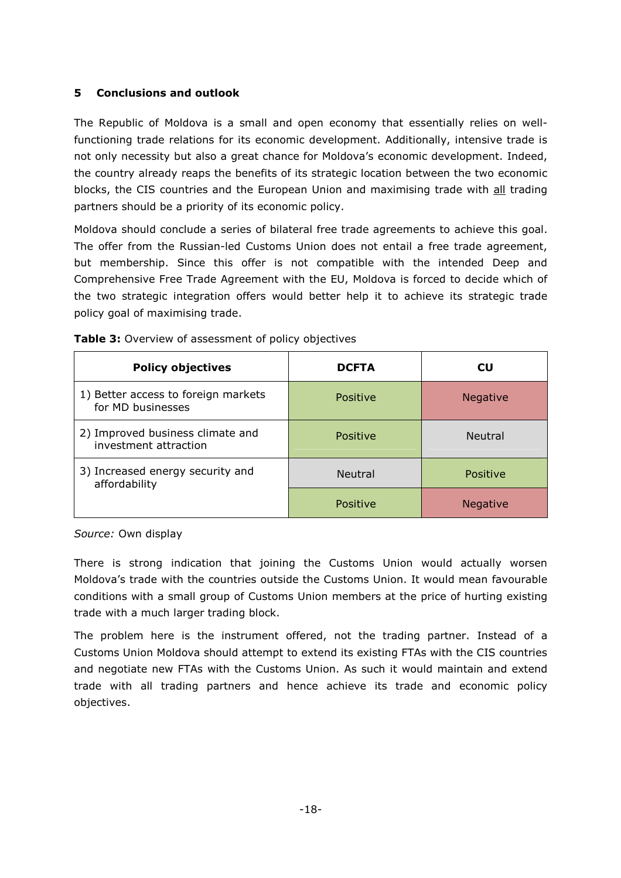## 5 Conclusions and outlook

The Republic of Moldova is a small and open economy that essentially relies on well-functioning trade relations for its economic development. Additionally, intensive trade is not only necessity but also a great chance for Moldova's economic development. Indeed, the country already reaps the benefits of its strategic location between the two economic blocks, the CIS countries and the European Union and maximising trade with all trading partners should be a priority of its economic policy.

Moldova should conclude a series of bilateral free trade agreements to achieve this goal. The offer from the Russian-led Customs Union does not entail a free trade agreement, but membership. Since this offer is not compatible with the intended Deep and Comprehensive Free Trade Agreement with the EU, Moldova is forced to decide which of the two strategic integration offers would better help it to achieve its strategic trade policy goal of maximising trade.

**Table 3:** Overview of assessment of policy objectives

| Policy objectives | DCFTA | CU |
|---|---|---|
| 1) Better access to foreign markets for MD businesses | Positive | Negative |
| 2) Improved business climate and investment attraction | Positive | Neutral |
| 3) Increased energy security and affordability | Neutral | Positive |
| | Positive | Negative |

*Source:* Own display

There is strong indication that joining the Customs Union would actually worsen Moldova's trade with the countries outside the Customs Union. It would mean favourable conditions with a small group of Customs Union members at the price of hurting existing trade with a much larger trading block.

The problem here is the instrument offered, not the trading partner. Instead of a Customs Union Moldova should attempt to extend its existing FTAs with the CIS countries and negotiate new FTAs with the Customs Union. As such it would maintain and extend trade with all trading partners and hence achieve its trade and economic policy objectives.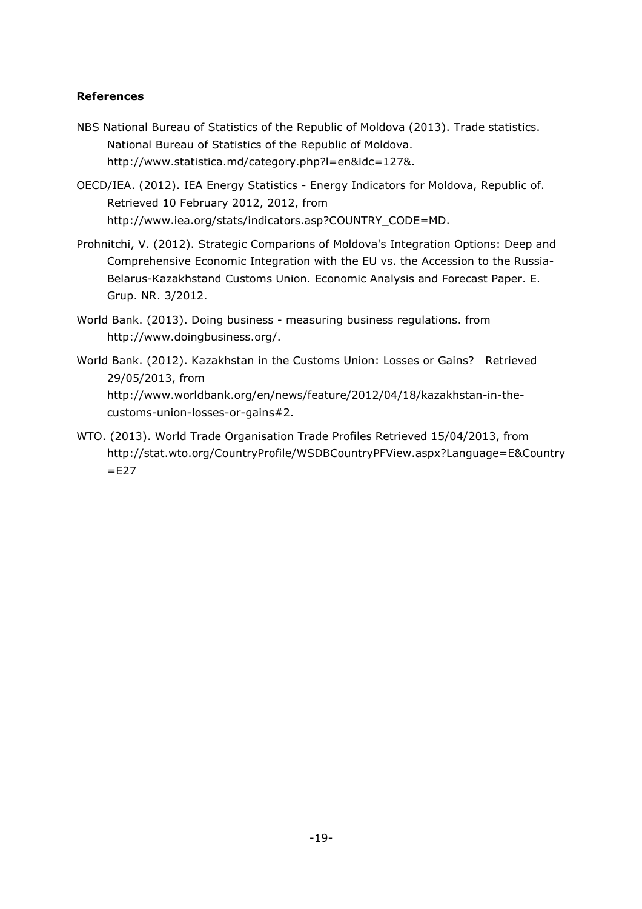## References

NBS National Bureau of Statistics of the Republic of Moldova (2013). Trade statistics. National Bureau of Statistics of the Republic of Moldova. http://www.statistica.md/category.php?l=en&idc=127&.

OECD/IEA. (2012). IEA Energy Statistics - Energy Indicators for Moldova, Republic of. Retrieved 10 February 2012, 2012, from http://www.iea.org/stats/indicators.asp?COUNTRY_CODE=MD.

Prohnitchi, V. (2012). Strategic Comparions of Moldova's Integration Options: Deep and Comprehensive Economic Integration with the EU vs. the Accession to the Russia-Belarus-Kazakhstand Customs Union. Economic Analysis and Forecast Paper. E. Grup. NR. 3/2012.

World Bank. (2013). Doing business - measuring business regulations. from http://www.doingbusiness.org/.

World Bank. (2012). Kazakhstan in the Customs Union: Losses or Gains? Retrieved 29/05/2013, from http://www.worldbank.org/en/news/feature/2012/04/18/kazakhstan-in-the-customs-union-losses-or-gains#2.

WTO. (2013). World Trade Organisation Trade Profiles Retrieved 15/04/2013, from http://stat.wto.org/CountryProfile/WSDBCountryPFView.aspx?Language=E&Country=E27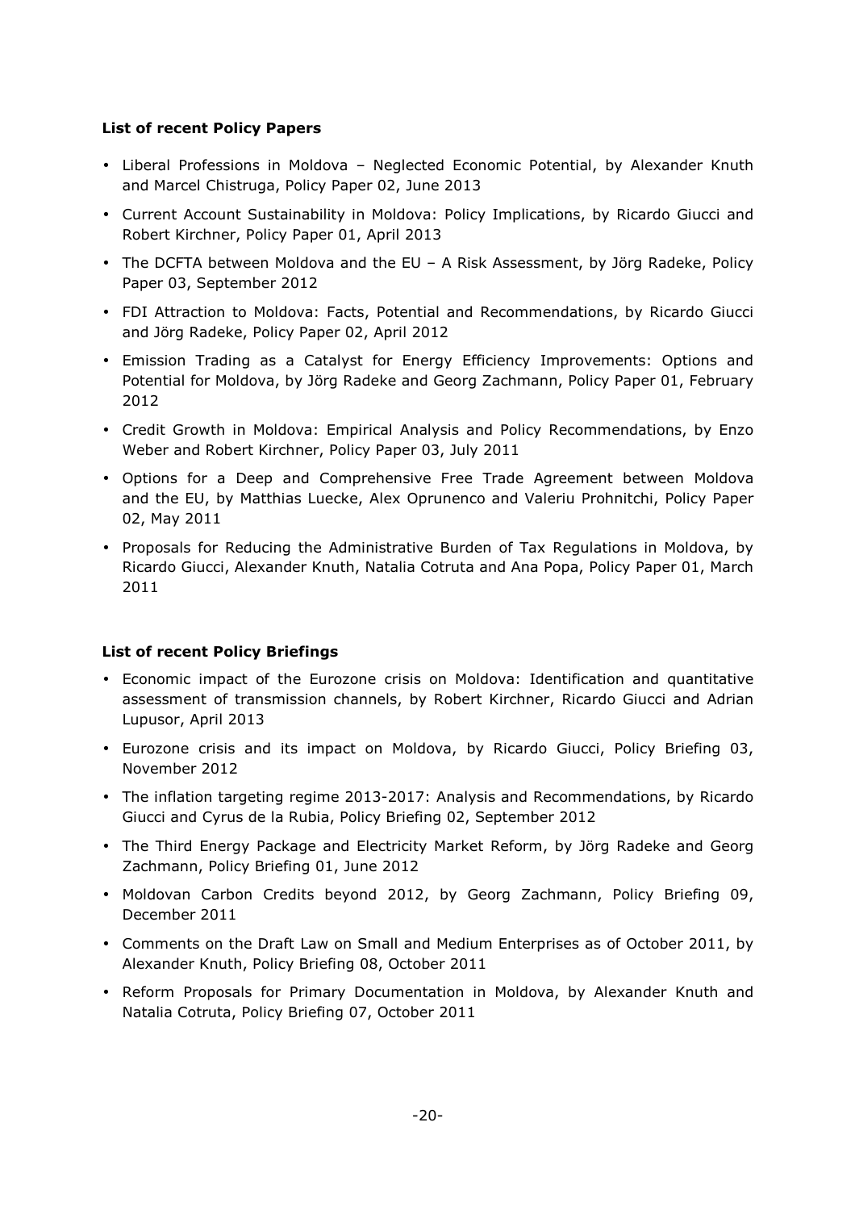**List of recent Policy Papers**

- Liberal Professions in Moldova – Neglected Economic Potential, by Alexander Knuth and Marcel Chistruga, Policy Paper 02, June 2013
- Current Account Sustainability in Moldova: Policy Implications, by Ricardo Giucci and Robert Kirchner, Policy Paper 01, April 2013
- The DCFTA between Moldova and the EU – A Risk Assessment, by Jörg Radeke, Policy Paper 03, September 2012
- FDI Attraction to Moldova: Facts, Potential and Recommendations, by Ricardo Giucci and Jörg Radeke, Policy Paper 02, April 2012
- Emission Trading as a Catalyst for Energy Efficiency Improvements: Options and Potential for Moldova, by Jörg Radeke and Georg Zachmann, Policy Paper 01, February 2012
- Credit Growth in Moldova: Empirical Analysis and Policy Recommendations, by Enzo Weber and Robert Kirchner, Policy Paper 03, July 2011
- Options for a Deep and Comprehensive Free Trade Agreement between Moldova and the EU, by Matthias Luecke, Alex Oprunenco and Valeriu Prohnitchi, Policy Paper 02, May 2011
- Proposals for Reducing the Administrative Burden of Tax Regulations in Moldova, by Ricardo Giucci, Alexander Knuth, Natalia Cotruta and Ana Popa, Policy Paper 01, March 2011

**List of recent Policy Briefings**

- Economic impact of the Eurozone crisis on Moldova: Identification and quantitative assessment of transmission channels, by Robert Kirchner, Ricardo Giucci and Adrian Lupusor, April 2013
- Eurozone crisis and its impact on Moldova, by Ricardo Giucci, Policy Briefing 03, November 2012
- The inflation targeting regime 2013-2017: Analysis and Recommendations, by Ricardo Giucci and Cyrus de la Rubia, Policy Briefing 02, September 2012
- The Third Energy Package and Electricity Market Reform, by Jörg Radeke and Georg Zachmann, Policy Briefing 01, June 2012
- Moldovan Carbon Credits beyond 2012, by Georg Zachmann, Policy Briefing 09, December 2011
- Comments on the Draft Law on Small and Medium Enterprises as of October 2011, by Alexander Knuth, Policy Briefing 08, October 2011
- Reform Proposals for Primary Documentation in Moldova, by Alexander Knuth and Natalia Cotruta, Policy Briefing 07, October 2011